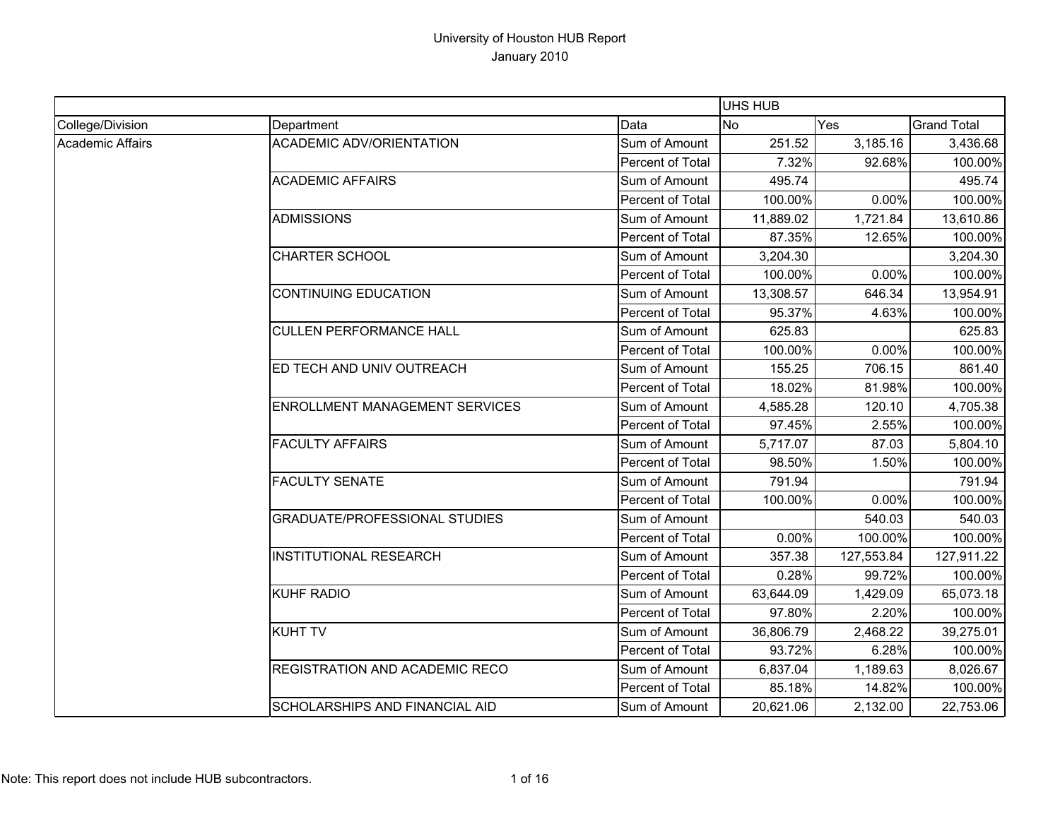# University of Houston HUB Report

January 2010

| | | | UHS HUB | | |
|---|---|---|---|---|---|
| College/Division | Department | Data | No | Yes | Grand Total |
| Academic Affairs | ACADEMIC ADV/ORIENTATION | Sum of Amount | 251.52 | 3,185.16 | 3,436.68 |
| | | Percent of Total | 7.32% | 92.68% | 100.00% |
| | ACADEMIC AFFAIRS | Sum of Amount | 495.74 | | 495.74 |
| | | Percent of Total | 100.00% | 0.00% | 100.00% |
| | ADMISSIONS | Sum of Amount | 11,889.02 | 1,721.84 | 13,610.86 |
| | | Percent of Total | 87.35% | 12.65% | 100.00% |
| | CHARTER SCHOOL | Sum of Amount | 3,204.30 | | 3,204.30 |
| | | Percent of Total | 100.00% | 0.00% | 100.00% |
| | CONTINUING EDUCATION | Sum of Amount | 13,308.57 | 646.34 | 13,954.91 |
| | | Percent of Total | 95.37% | 4.63% | 100.00% |
| | CULLEN PERFORMANCE HALL | Sum of Amount | 625.83 | | 625.83 |
| | | Percent of Total | 100.00% | 0.00% | 100.00% |
| | ED TECH AND UNIV OUTREACH | Sum of Amount | 155.25 | 706.15 | 861.40 |
| | | Percent of Total | 18.02% | 81.98% | 100.00% |
| | ENROLLMENT MANAGEMENT SERVICES | Sum of Amount | 4,585.28 | 120.10 | 4,705.38 |
| | | Percent of Total | 97.45% | 2.55% | 100.00% |
| | FACULTY AFFAIRS | Sum of Amount | 5,717.07 | 87.03 | 5,804.10 |
| | | Percent of Total | 98.50% | 1.50% | 100.00% |
| | FACULTY SENATE | Sum of Amount | 791.94 | | 791.94 |
| | | Percent of Total | 100.00% | 0.00% | 100.00% |
| | GRADUATE/PROFESSIONAL STUDIES | Sum of Amount | | 540.03 | 540.03 |
| | | Percent of Total | 0.00% | 100.00% | 100.00% |
| | INSTITUTIONAL RESEARCH | Sum of Amount | 357.38 | 127,553.84 | 127,911.22 |
| | | Percent of Total | 0.28% | 99.72% | 100.00% |
| | KUHF RADIO | Sum of Amount | 63,644.09 | 1,429.09 | 65,073.18 |
| | | Percent of Total | 97.80% | 2.20% | 100.00% |
| | KUHT TV | Sum of Amount | 36,806.79 | 2,468.22 | 39,275.01 |
| | | Percent of Total | 93.72% | 6.28% | 100.00% |
| | REGISTRATION AND ACADEMIC RECO | Sum of Amount | 6,837.04 | 1,189.63 | 8,026.67 |
| | | Percent of Total | 85.18% | 14.82% | 100.00% |
| | SCHOLARSHIPS AND FINANCIAL AID | Sum of Amount | 20,621.06 | 2,132.00 | 22,753.06 |

Note: This report does not include HUB subcontractors.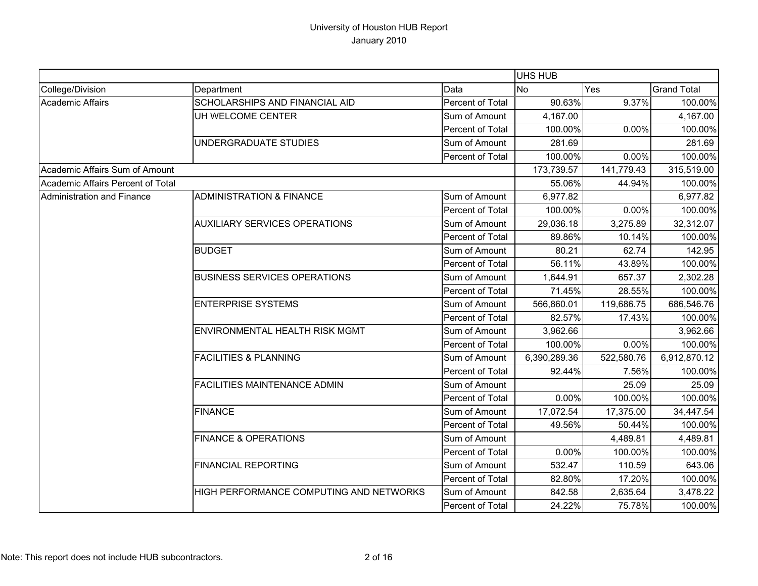# University of Houston HUB Report

January 2010

| | | | UHS HUB | | |
|---|---|---|---|---|---|
| College/Division | Department | Data | No | Yes | Grand Total |
| Academic Affairs | SCHOLARSHIPS AND FINANCIAL AID | Percent of Total | 90.63% | 9.37% | 100.00% |
| | UH WELCOME CENTER | Sum of Amount | 4,167.00 | | 4,167.00 |
| | | Percent of Total | 100.00% | 0.00% | 100.00% |
| | UNDERGRADUATE STUDIES | Sum of Amount | 281.69 | | 281.69 |
| | | Percent of Total | 100.00% | 0.00% | 100.00% |
| Academic Affairs Sum of Amount | | | 173,739.57 | 141,779.43 | 315,519.00 |
| Academic Affairs Percent of Total | | | 55.06% | 44.94% | 100.00% |
| Administration and Finance | ADMINISTRATION & FINANCE | Sum of Amount | 6,977.82 | | 6,977.82 |
| | | Percent of Total | 100.00% | 0.00% | 100.00% |
| | AUXILIARY SERVICES OPERATIONS | Sum of Amount | 29,036.18 | 3,275.89 | 32,312.07 |
| | | Percent of Total | 89.86% | 10.14% | 100.00% |
| | BUDGET | Sum of Amount | 80.21 | 62.74 | 142.95 |
| | | Percent of Total | 56.11% | 43.89% | 100.00% |
| | BUSINESS SERVICES OPERATIONS | Sum of Amount | 1,644.91 | 657.37 | 2,302.28 |
| | | Percent of Total | 71.45% | 28.55% | 100.00% |
| | ENTERPRISE SYSTEMS | Sum of Amount | 566,860.01 | 119,686.75 | 686,546.76 |
| | | Percent of Total | 82.57% | 17.43% | 100.00% |
| | ENVIRONMENTAL HEALTH RISK MGMT | Sum of Amount | 3,962.66 | | 3,962.66 |
| | | Percent of Total | 100.00% | 0.00% | 100.00% |
| | FACILITIES & PLANNING | Sum of Amount | 6,390,289.36 | 522,580.76 | 6,912,870.12 |
| | | Percent of Total | 92.44% | 7.56% | 100.00% |
| | FACILITIES MAINTENANCE ADMIN | Sum of Amount | | 25.09 | 25.09 |
| | | Percent of Total | 0.00% | 100.00% | 100.00% |
| | FINANCE | Sum of Amount | 17,072.54 | 17,375.00 | 34,447.54 |
| | | Percent of Total | 49.56% | 50.44% | 100.00% |
| | FINANCE & OPERATIONS | Sum of Amount | | 4,489.81 | 4,489.81 |
| | | Percent of Total | 0.00% | 100.00% | 100.00% |
| | FINANCIAL REPORTING | Sum of Amount | 532.47 | 110.59 | 643.06 |
| | | Percent of Total | 82.80% | 17.20% | 100.00% |
| | HIGH PERFORMANCE COMPUTING AND NETWORKS | Sum of Amount | 842.58 | 2,635.64 | 3,478.22 |
| | | Percent of Total | 24.22% | 75.78% | 100.00% |

Note: This report does not include HUB subcontractors.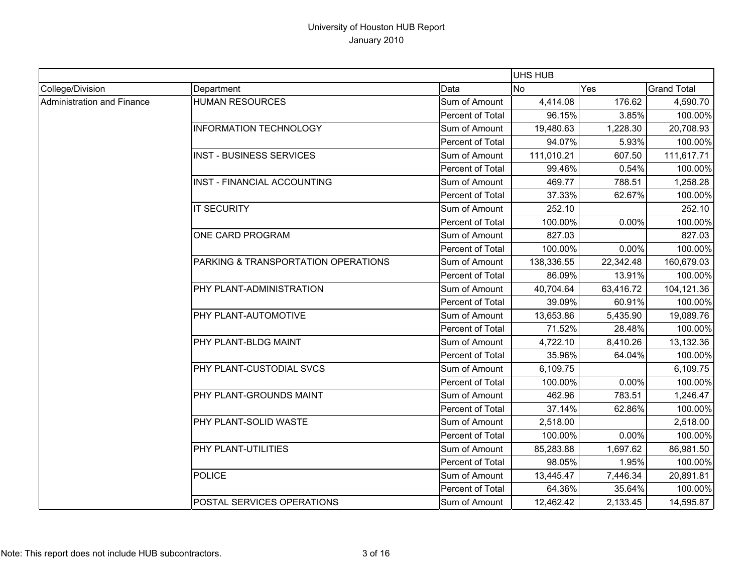University of Houston HUB Report
January 2010

| | | | UHS HUB | | |
|---|---|---|---|---|---|
| College/Division | Department | Data | No | Yes | Grand Total |
| Administration and Finance | HUMAN RESOURCES | Sum of Amount | 4,414.08 | 176.62 | 4,590.70 |
| | | Percent of Total | 96.15% | 3.85% | 100.00% |
| | INFORMATION TECHNOLOGY | Sum of Amount | 19,480.63 | 1,228.30 | 20,708.93 |
| | | Percent of Total | 94.07% | 5.93% | 100.00% |
| | INST - BUSINESS SERVICES | Sum of Amount | 111,010.21 | 607.50 | 111,617.71 |
| | | Percent of Total | 99.46% | 0.54% | 100.00% |
| | INST - FINANCIAL ACCOUNTING | Sum of Amount | 469.77 | 788.51 | 1,258.28 |
| | | Percent of Total | 37.33% | 62.67% | 100.00% |
| | IT SECURITY | Sum of Amount | 252.10 | | 252.10 |
| | | Percent of Total | 100.00% | 0.00% | 100.00% |
| | ONE CARD PROGRAM | Sum of Amount | 827.03 | | 827.03 |
| | | Percent of Total | 100.00% | 0.00% | 100.00% |
| | PARKING & TRANSPORTATION OPERATIONS | Sum of Amount | 138,336.55 | 22,342.48 | 160,679.03 |
| | | Percent of Total | 86.09% | 13.91% | 100.00% |
| | PHY PLANT-ADMINISTRATION | Sum of Amount | 40,704.64 | 63,416.72 | 104,121.36 |
| | | Percent of Total | 39.09% | 60.91% | 100.00% |
| | PHY PLANT-AUTOMOTIVE | Sum of Amount | 13,653.86 | 5,435.90 | 19,089.76 |
| | | Percent of Total | 71.52% | 28.48% | 100.00% |
| | PHY PLANT-BLDG MAINT | Sum of Amount | 4,722.10 | 8,410.26 | 13,132.36 |
| | | Percent of Total | 35.96% | 64.04% | 100.00% |
| | PHY PLANT-CUSTODIAL SVCS | Sum of Amount | 6,109.75 | | 6,109.75 |
| | | Percent of Total | 100.00% | 0.00% | 100.00% |
| | PHY PLANT-GROUNDS MAINT | Sum of Amount | 462.96 | 783.51 | 1,246.47 |
| | | Percent of Total | 37.14% | 62.86% | 100.00% |
| | PHY PLANT-SOLID WASTE | Sum of Amount | 2,518.00 | | 2,518.00 |
| | | Percent of Total | 100.00% | 0.00% | 100.00% |
| | PHY PLANT-UTILITIES | Sum of Amount | 85,283.88 | 1,697.62 | 86,981.50 |
| | | Percent of Total | 98.05% | 1.95% | 100.00% |
| | POLICE | Sum of Amount | 13,445.47 | 7,446.34 | 20,891.81 |
| | | Percent of Total | 64.36% | 35.64% | 100.00% |
| | POSTAL SERVICES OPERATIONS | Sum of Amount | 12,462.42 | 2,133.45 | 14,595.87 |

Note: This report does not include HUB subcontractors.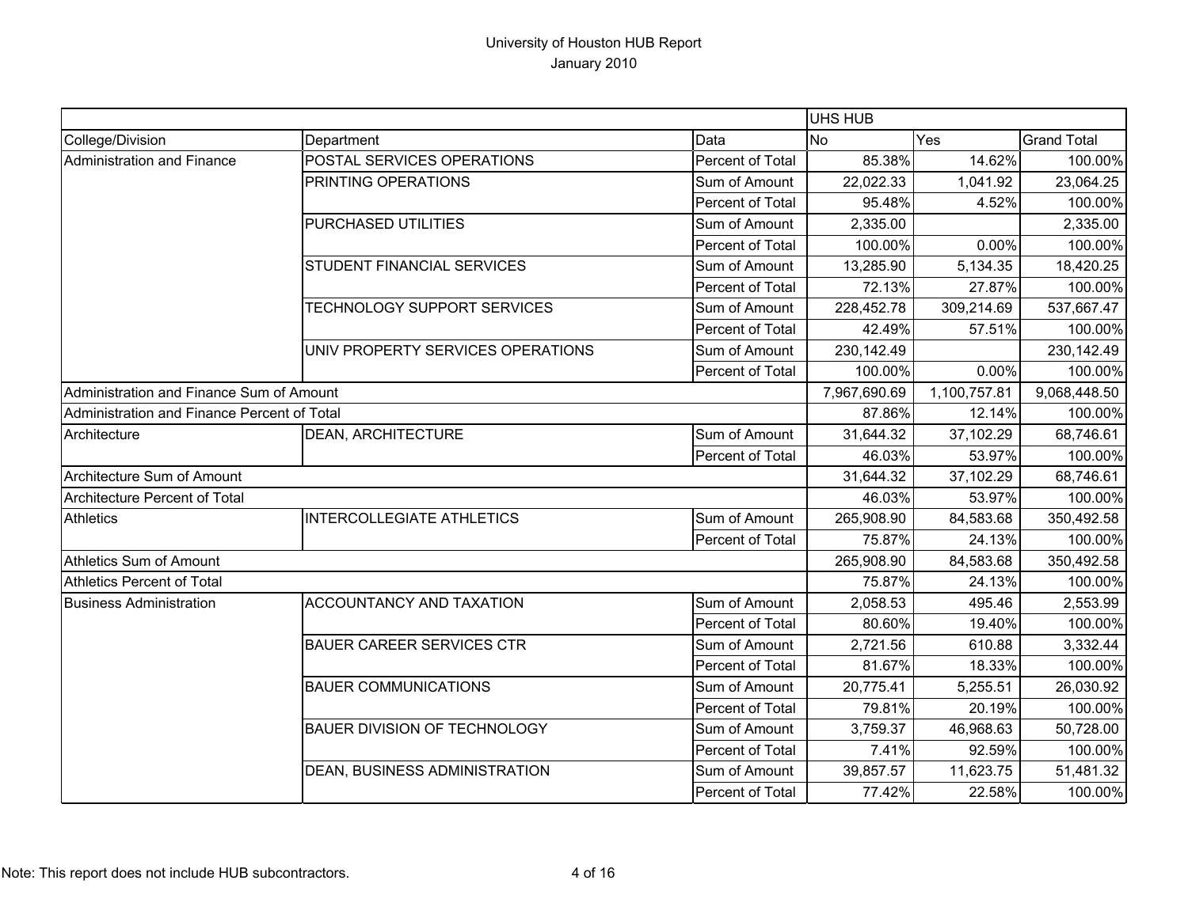University of Houston HUB Report
January 2010

| | | | UHS HUB | | |
|---|---|---|---|---|---|
| College/Division | Department | Data | No | Yes | Grand Total |
| Administration and Finance | POSTAL SERVICES OPERATIONS | Percent of Total | 85.38% | 14.62% | 100.00% |
| | PRINTING OPERATIONS | Sum of Amount | 22,022.33 | 1,041.92 | 23,064.25 |
| | | Percent of Total | 95.48% | 4.52% | 100.00% |
| | PURCHASED UTILITIES | Sum of Amount | 2,335.00 | | 2,335.00 |
| | | Percent of Total | 100.00% | 0.00% | 100.00% |
| | STUDENT FINANCIAL SERVICES | Sum of Amount | 13,285.90 | 5,134.35 | 18,420.25 |
| | | Percent of Total | 72.13% | 27.87% | 100.00% |
| | TECHNOLOGY SUPPORT SERVICES | Sum of Amount | 228,452.78 | 309,214.69 | 537,667.47 |
| | | Percent of Total | 42.49% | 57.51% | 100.00% |
| | UNIV PROPERTY SERVICES OPERATIONS | Sum of Amount | 230,142.49 | | 230,142.49 |
| | | Percent of Total | 100.00% | 0.00% | 100.00% |
| Administration and Finance Sum of Amount | | | 7,967,690.69 | 1,100,757.81 | 9,068,448.50 |
| Administration and Finance Percent of Total | | | 87.86% | 12.14% | 100.00% |
| Architecture | DEAN, ARCHITECTURE | Sum of Amount | 31,644.32 | 37,102.29 | 68,746.61 |
| | | Percent of Total | 46.03% | 53.97% | 100.00% |
| Architecture Sum of Amount | | | 31,644.32 | 37,102.29 | 68,746.61 |
| Architecture Percent of Total | | | 46.03% | 53.97% | 100.00% |
| Athletics | INTERCOLLEGIATE ATHLETICS | Sum of Amount | 265,908.90 | 84,583.68 | 350,492.58 |
| | | Percent of Total | 75.87% | 24.13% | 100.00% |
| Athletics Sum of Amount | | | 265,908.90 | 84,583.68 | 350,492.58 |
| Athletics Percent of Total | | | 75.87% | 24.13% | 100.00% |
| Business Administration | ACCOUNTANCY AND TAXATION | Sum of Amount | 2,058.53 | 495.46 | 2,553.99 |
| | | Percent of Total | 80.60% | 19.40% | 100.00% |
| | BAUER CAREER SERVICES CTR | Sum of Amount | 2,721.56 | 610.88 | 3,332.44 |
| | | Percent of Total | 81.67% | 18.33% | 100.00% |
| | BAUER COMMUNICATIONS | Sum of Amount | 20,775.41 | 5,255.51 | 26,030.92 |
| | | Percent of Total | 79.81% | 20.19% | 100.00% |
| | BAUER DIVISION OF TECHNOLOGY | Sum of Amount | 3,759.37 | 46,968.63 | 50,728.00 |
| | | Percent of Total | 7.41% | 92.59% | 100.00% |
| | DEAN, BUSINESS ADMINISTRATION | Sum of Amount | 39,857.57 | 11,623.75 | 51,481.32 |
| | | Percent of Total | 77.42% | 22.58% | 100.00% |

Note: This report does not include HUB subcontractors.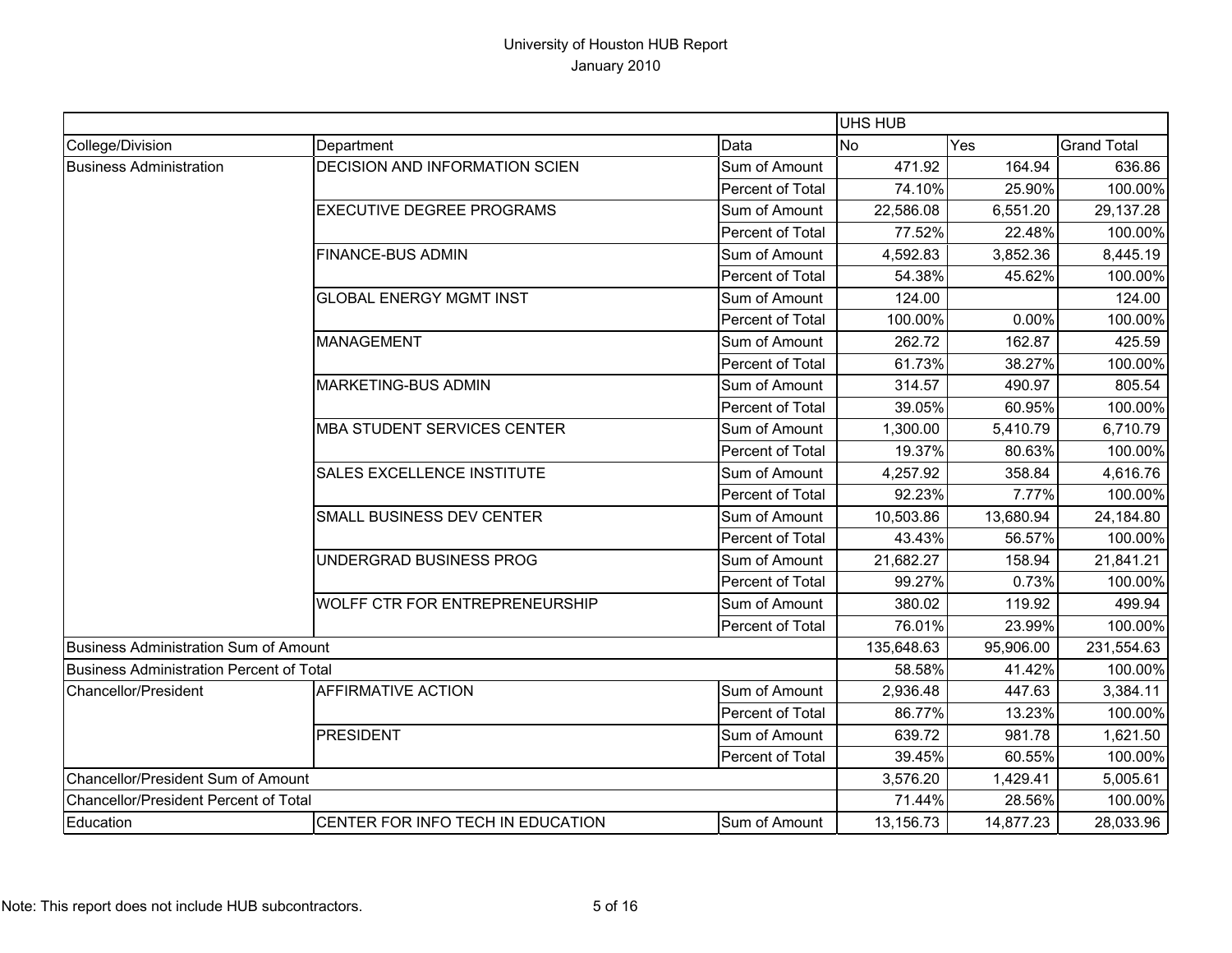# University of Houston HUB Report

January 2010

| | | | UHS HUB | | |
|---|---|---|---|---|---|
| College/Division | Department | Data | No | Yes | Grand Total |
| Business Administration | DECISION AND INFORMATION SCIEN | Sum of Amount | 471.92 | 164.94 | 636.86 |
| | | Percent of Total | 74.10% | 25.90% | 100.00% |
| | EXECUTIVE DEGREE PROGRAMS | Sum of Amount | 22,586.08 | 6,551.20 | 29,137.28 |
| | | Percent of Total | 77.52% | 22.48% | 100.00% |
| | FINANCE-BUS ADMIN | Sum of Amount | 4,592.83 | 3,852.36 | 8,445.19 |
| | | Percent of Total | 54.38% | 45.62% | 100.00% |
| | GLOBAL ENERGY MGMT INST | Sum of Amount | 124.00 | | 124.00 |
| | | Percent of Total | 100.00% | 0.00% | 100.00% |
| | MANAGEMENT | Sum of Amount | 262.72 | 162.87 | 425.59 |
| | | Percent of Total | 61.73% | 38.27% | 100.00% |
| | MARKETING-BUS ADMIN | Sum of Amount | 314.57 | 490.97 | 805.54 |
| | | Percent of Total | 39.05% | 60.95% | 100.00% |
| | MBA STUDENT SERVICES CENTER | Sum of Amount | 1,300.00 | 5,410.79 | 6,710.79 |
| | | Percent of Total | 19.37% | 80.63% | 100.00% |
| | SALES EXCELLENCE INSTITUTE | Sum of Amount | 4,257.92 | 358.84 | 4,616.76 |
| | | Percent of Total | 92.23% | 7.77% | 100.00% |
| | SMALL BUSINESS DEV CENTER | Sum of Amount | 10,503.86 | 13,680.94 | 24,184.80 |
| | | Percent of Total | 43.43% | 56.57% | 100.00% |
| | UNDERGRAD BUSINESS PROG | Sum of Amount | 21,682.27 | 158.94 | 21,841.21 |
| | | Percent of Total | 99.27% | 0.73% | 100.00% |
| | WOLFF CTR FOR ENTREPRENEURSHIP | Sum of Amount | 380.02 | 119.92 | 499.94 |
| | | Percent of Total | 76.01% | 23.99% | 100.00% |
| Business Administration Sum of Amount | | | 135,648.63 | 95,906.00 | 231,554.63 |
| Business Administration Percent of Total | | | 58.58% | 41.42% | 100.00% |
| Chancellor/President | AFFIRMATIVE ACTION | Sum of Amount | 2,936.48 | 447.63 | 3,384.11 |
| | | Percent of Total | 86.77% | 13.23% | 100.00% |
| | PRESIDENT | Sum of Amount | 639.72 | 981.78 | 1,621.50 |
| | | Percent of Total | 39.45% | 60.55% | 100.00% |
| Chancellor/President Sum of Amount | | | 3,576.20 | 1,429.41 | 5,005.61 |
| Chancellor/President Percent of Total | | | 71.44% | 28.56% | 100.00% |
| Education | CENTER FOR INFO TECH IN EDUCATION | Sum of Amount | 13,156.73 | 14,877.23 | 28,033.96 |

Note: This report does not include HUB subcontractors.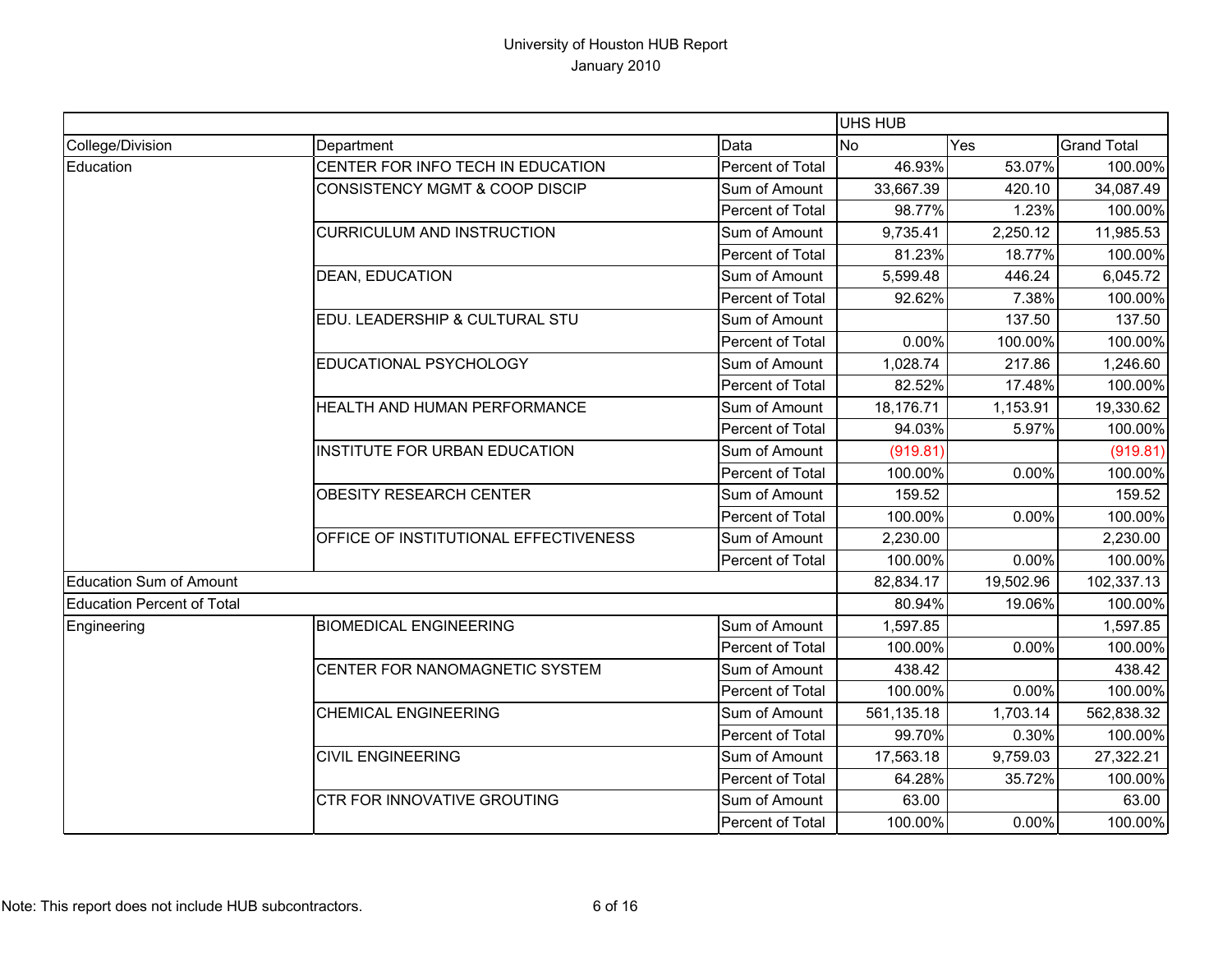# University of Houston HUB Report

January 2010

| | | | UHS HUB | | |
|---|---|---|---|---|---|
| College/Division | Department | Data | No | Yes | Grand Total |
| Education | CENTER FOR INFO TECH IN EDUCATION | Percent of Total | 46.93% | 53.07% | 100.00% |
| | CONSISTENCY MGMT & COOP DISCIP | Sum of Amount | 33,667.39 | 420.10 | 34,087.49 |
| | | Percent of Total | 98.77% | 1.23% | 100.00% |
| | CURRICULUM AND INSTRUCTION | Sum of Amount | 9,735.41 | 2,250.12 | 11,985.53 |
| | | Percent of Total | 81.23% | 18.77% | 100.00% |
| | DEAN, EDUCATION | Sum of Amount | 5,599.48 | 446.24 | 6,045.72 |
| | | Percent of Total | 92.62% | 7.38% | 100.00% |
| | EDU. LEADERSHIP & CULTURAL STU | Sum of Amount | | 137.50 | 137.50 |
| | | Percent of Total | 0.00% | 100.00% | 100.00% |
| | EDUCATIONAL PSYCHOLOGY | Sum of Amount | 1,028.74 | 217.86 | 1,246.60 |
| | | Percent of Total | 82.52% | 17.48% | 100.00% |
| | HEALTH AND HUMAN PERFORMANCE | Sum of Amount | 18,176.71 | 1,153.91 | 19,330.62 |
| | | Percent of Total | 94.03% | 5.97% | 100.00% |
| | INSTITUTE FOR URBAN EDUCATION | Sum of Amount | (919.81) | | (919.81) |
| | | Percent of Total | 100.00% | 0.00% | 100.00% |
| | OBESITY RESEARCH CENTER | Sum of Amount | 159.52 | | 159.52 |
| | | Percent of Total | 100.00% | 0.00% | 100.00% |
| | OFFICE OF INSTITUTIONAL EFFECTIVENESS | Sum of Amount | 2,230.00 | | 2,230.00 |
| | | Percent of Total | 100.00% | 0.00% | 100.00% |
| Education Sum of Amount | | | 82,834.17 | 19,502.96 | 102,337.13 |
| Education Percent of Total | | | 80.94% | 19.06% | 100.00% |
| Engineering | BIOMEDICAL ENGINEERING | Sum of Amount | 1,597.85 | | 1,597.85 |
| | | Percent of Total | 100.00% | 0.00% | 100.00% |
| | CENTER FOR NANOMAGNETIC SYSTEM | Sum of Amount | 438.42 | | 438.42 |
| | | Percent of Total | 100.00% | 0.00% | 100.00% |
| | CHEMICAL ENGINEERING | Sum of Amount | 561,135.18 | 1,703.14 | 562,838.32 |
| | | Percent of Total | 99.70% | 0.30% | 100.00% |
| | CIVIL ENGINEERING | Sum of Amount | 17,563.18 | 9,759.03 | 27,322.21 |
| | | Percent of Total | 64.28% | 35.72% | 100.00% |
| | CTR FOR INNOVATIVE GROUTING | Sum of Amount | 63.00 | | 63.00 |
| | | Percent of Total | 100.00% | 0.00% | 100.00% |

Note: This report does not include HUB subcontractors.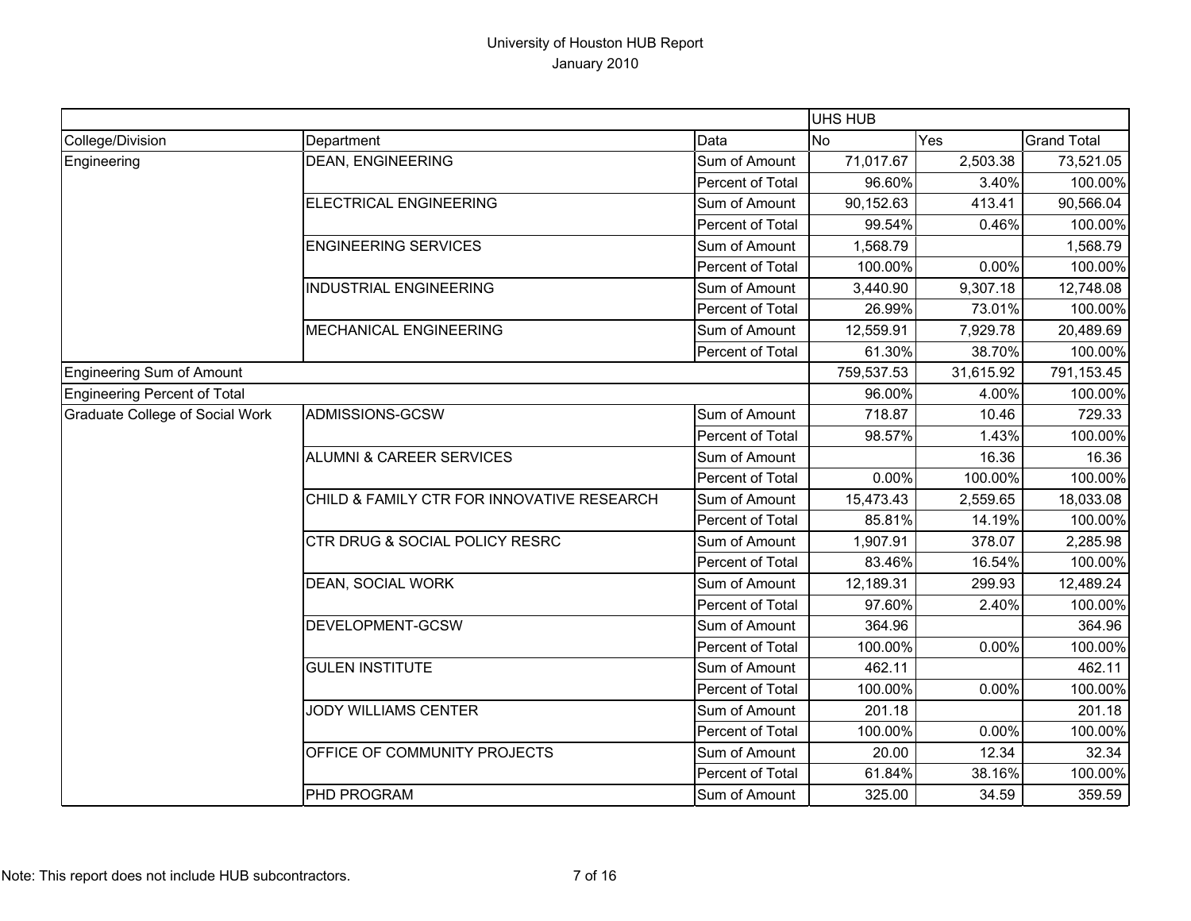University of Houston HUB Report
January 2010

| | | | UHS HUB | | |
|---|---|---|---|---|---|
| College/Division | Department | Data | No | Yes | Grand Total |
| Engineering | DEAN, ENGINEERING | Sum of Amount | 71,017.67 | 2,503.38 | 73,521.05 |
| | | Percent of Total | 96.60% | 3.40% | 100.00% |
| | ELECTRICAL ENGINEERING | Sum of Amount | 90,152.63 | 413.41 | 90,566.04 |
| | | Percent of Total | 99.54% | 0.46% | 100.00% |
| | ENGINEERING SERVICES | Sum of Amount | 1,568.79 | | 1,568.79 |
| | | Percent of Total | 100.00% | 0.00% | 100.00% |
| | INDUSTRIAL ENGINEERING | Sum of Amount | 3,440.90 | 9,307.18 | 12,748.08 |
| | | Percent of Total | 26.99% | 73.01% | 100.00% |
| | MECHANICAL ENGINEERING | Sum of Amount | 12,559.91 | 7,929.78 | 20,489.69 |
| | | Percent of Total | 61.30% | 38.70% | 100.00% |
| Engineering Sum of Amount | | | 759,537.53 | 31,615.92 | 791,153.45 |
| Engineering Percent of Total | | | 96.00% | 4.00% | 100.00% |
| Graduate College of Social Work | ADMISSIONS-GCSW | Sum of Amount | 718.87 | 10.46 | 729.33 |
| | | Percent of Total | 98.57% | 1.43% | 100.00% |
| | ALUMNI & CAREER SERVICES | Sum of Amount | | 16.36 | 16.36 |
| | | Percent of Total | 0.00% | 100.00% | 100.00% |
| | CHILD & FAMILY CTR FOR INNOVATIVE RESEARCH | Sum of Amount | 15,473.43 | 2,559.65 | 18,033.08 |
| | | Percent of Total | 85.81% | 14.19% | 100.00% |
| | CTR DRUG & SOCIAL POLICY RESRC | Sum of Amount | 1,907.91 | 378.07 | 2,285.98 |
| | | Percent of Total | 83.46% | 16.54% | 100.00% |
| | DEAN, SOCIAL WORK | Sum of Amount | 12,189.31 | 299.93 | 12,489.24 |
| | | Percent of Total | 97.60% | 2.40% | 100.00% |
| | DEVELOPMENT-GCSW | Sum of Amount | 364.96 | | 364.96 |
| | | Percent of Total | 100.00% | 0.00% | 100.00% |
| | GULEN INSTITUTE | Sum of Amount | 462.11 | | 462.11 |
| | | Percent of Total | 100.00% | 0.00% | 100.00% |
| | JODY WILLIAMS CENTER | Sum of Amount | 201.18 | | 201.18 |
| | | Percent of Total | 100.00% | 0.00% | 100.00% |
| | OFFICE OF COMMUNITY PROJECTS | Sum of Amount | 20.00 | 12.34 | 32.34 |
| | | Percent of Total | 61.84% | 38.16% | 100.00% |
| | PHD PROGRAM | Sum of Amount | 325.00 | 34.59 | 359.59 |

Note: This report does not include HUB subcontractors.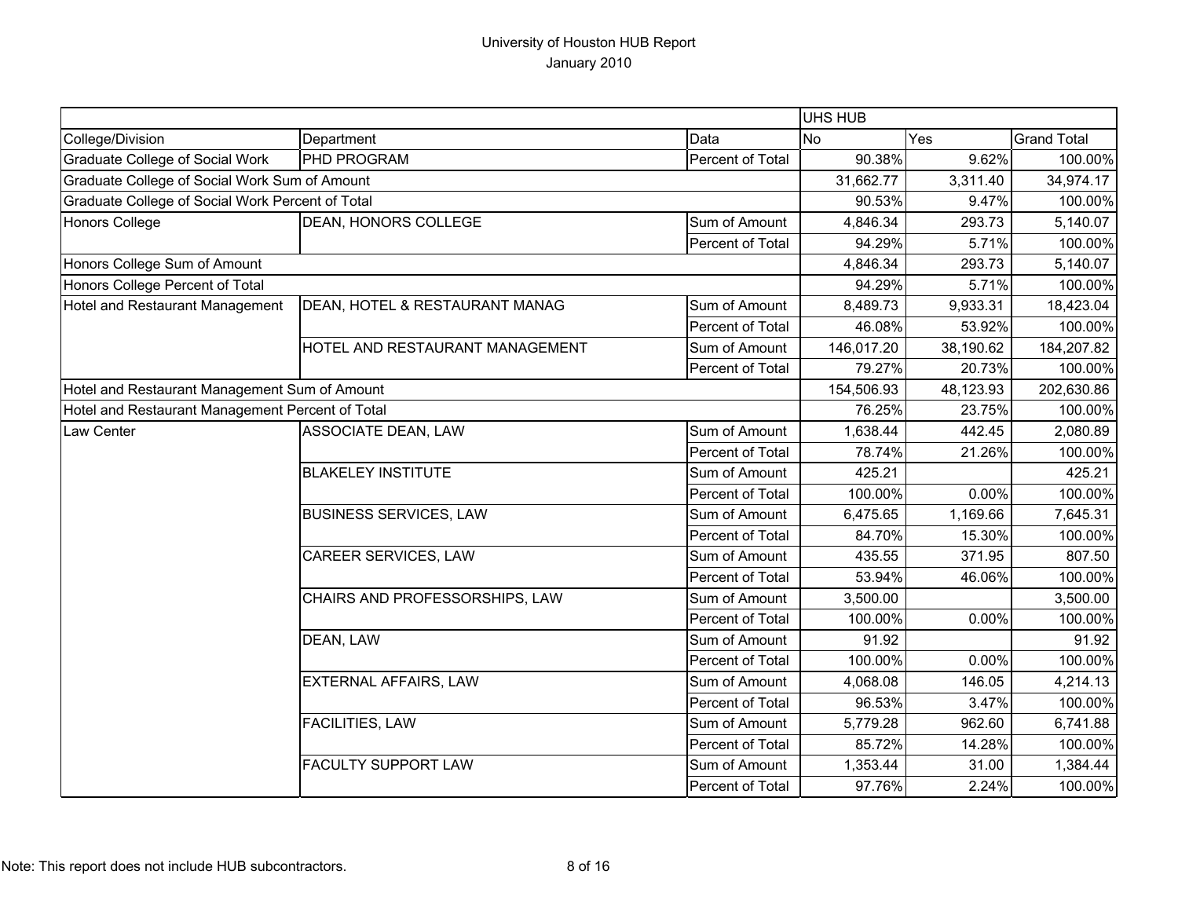# University of Houston HUB Report
## January 2010

| | | | UHS HUB | | |
|---|---|---|---|---|---|
| College/Division | Department | Data | No | Yes | Grand Total |
| Graduate College of Social Work | PHD PROGRAM | Percent of Total | 90.38% | 9.62% | 100.00% |
| Graduate College of Social Work Sum of Amount | | | 31,662.77 | 3,311.40 | 34,974.17 |
| Graduate College of Social Work Percent of Total | | | 90.53% | 9.47% | 100.00% |
| Honors College | DEAN, HONORS COLLEGE | Sum of Amount | 4,846.34 | 293.73 | 5,140.07 |
| | | Percent of Total | 94.29% | 5.71% | 100.00% |
| Honors College Sum of Amount | | | 4,846.34 | 293.73 | 5,140.07 |
| Honors College Percent of Total | | | 94.29% | 5.71% | 100.00% |
| Hotel and Restaurant Management | DEAN, HOTEL & RESTAURANT MANAG | Sum of Amount | 8,489.73 | 9,933.31 | 18,423.04 |
| | | Percent of Total | 46.08% | 53.92% | 100.00% |
| | HOTEL AND RESTAURANT MANAGEMENT | Sum of Amount | 146,017.20 | 38,190.62 | 184,207.82 |
| | | Percent of Total | 79.27% | 20.73% | 100.00% |
| Hotel and Restaurant Management Sum of Amount | | | 154,506.93 | 48,123.93 | 202,630.86 |
| Hotel and Restaurant Management Percent of Total | | | 76.25% | 23.75% | 100.00% |
| Law Center | ASSOCIATE DEAN, LAW | Sum of Amount | 1,638.44 | 442.45 | 2,080.89 |
| | | Percent of Total | 78.74% | 21.26% | 100.00% |
| | BLAKELEY INSTITUTE | Sum of Amount | 425.21 | | 425.21 |
| | | Percent of Total | 100.00% | 0.00% | 100.00% |
| | BUSINESS SERVICES, LAW | Sum of Amount | 6,475.65 | 1,169.66 | 7,645.31 |
| | | Percent of Total | 84.70% | 15.30% | 100.00% |
| | CAREER SERVICES, LAW | Sum of Amount | 435.55 | 371.95 | 807.50 |
| | | Percent of Total | 53.94% | 46.06% | 100.00% |
| | CHAIRS AND PROFESSORSHIPS, LAW | Sum of Amount | 3,500.00 | | 3,500.00 |
| | | Percent of Total | 100.00% | 0.00% | 100.00% |
| | DEAN, LAW | Sum of Amount | 91.92 | | 91.92 |
| | | Percent of Total | 100.00% | 0.00% | 100.00% |
| | EXTERNAL AFFAIRS, LAW | Sum of Amount | 4,068.08 | 146.05 | 4,214.13 |
| | | Percent of Total | 96.53% | 3.47% | 100.00% |
| | FACILITIES, LAW | Sum of Amount | 5,779.28 | 962.60 | 6,741.88 |
| | | Percent of Total | 85.72% | 14.28% | 100.00% |
| | FACULTY SUPPORT LAW | Sum of Amount | 1,353.44 | 31.00 | 1,384.44 |
| | | Percent of Total | 97.76% | 2.24% | 100.00% |

Note: This report does not include HUB subcontractors.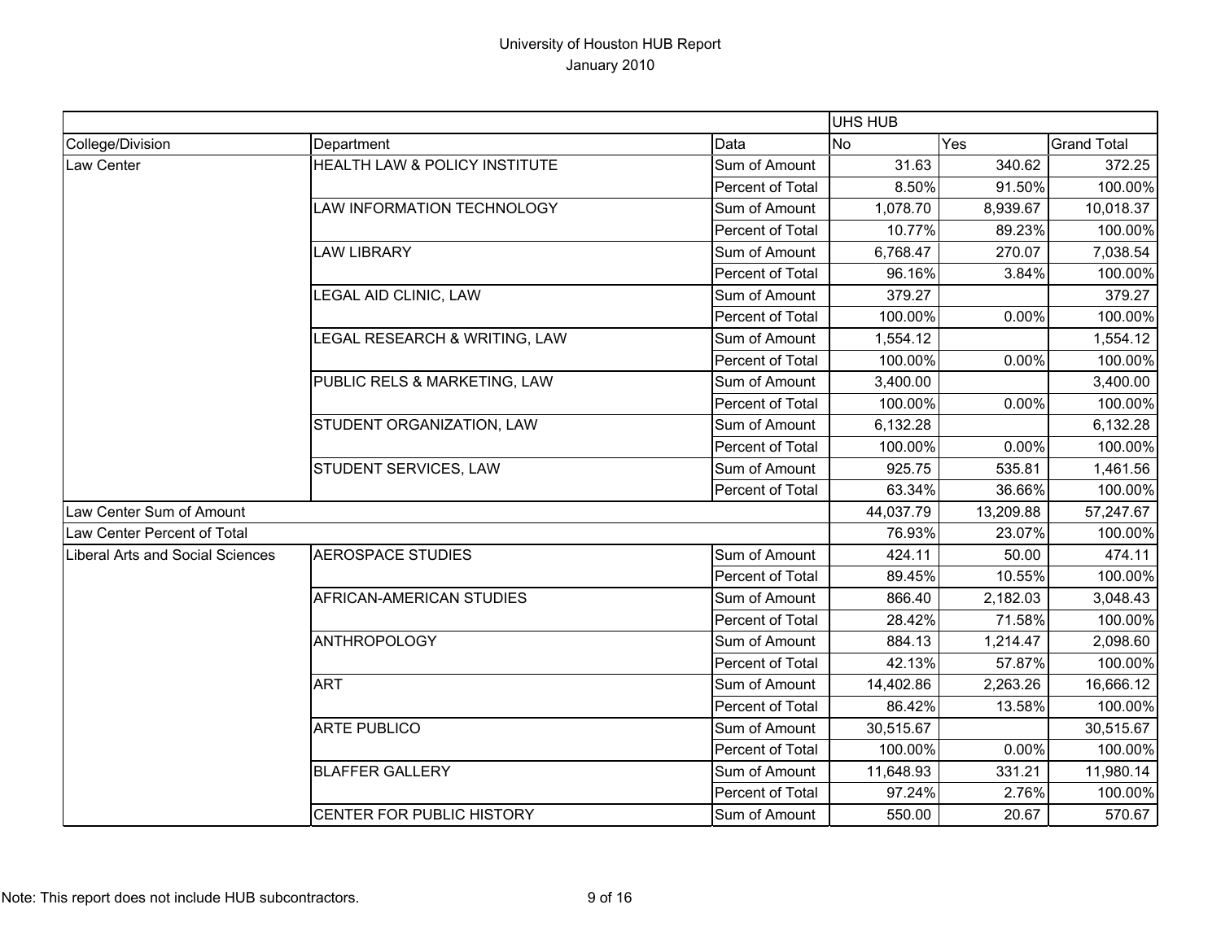University of Houston HUB Report
January 2010

| | | | UHS HUB | | |
|---|---|---|---|---|---|
| College/Division | Department | Data | No | Yes | Grand Total |
| Law Center | HEALTH LAW & POLICY INSTITUTE | Sum of Amount | 31.63 | 340.62 | 372.25 |
| | | Percent of Total | 8.50% | 91.50% | 100.00% |
| | LAW INFORMATION TECHNOLOGY | Sum of Amount | 1,078.70 | 8,939.67 | 10,018.37 |
| | | Percent of Total | 10.77% | 89.23% | 100.00% |
| | LAW LIBRARY | Sum of Amount | 6,768.47 | 270.07 | 7,038.54 |
| | | Percent of Total | 96.16% | 3.84% | 100.00% |
| | LEGAL AID CLINIC, LAW | Sum of Amount | 379.27 | | 379.27 |
| | | Percent of Total | 100.00% | 0.00% | 100.00% |
| | LEGAL RESEARCH & WRITING, LAW | Sum of Amount | 1,554.12 | | 1,554.12 |
| | | Percent of Total | 100.00% | 0.00% | 100.00% |
| | PUBLIC RELS & MARKETING, LAW | Sum of Amount | 3,400.00 | | 3,400.00 |
| | | Percent of Total | 100.00% | 0.00% | 100.00% |
| | STUDENT ORGANIZATION, LAW | Sum of Amount | 6,132.28 | | 6,132.28 |
| | | Percent of Total | 100.00% | 0.00% | 100.00% |
| | STUDENT SERVICES, LAW | Sum of Amount | 925.75 | 535.81 | 1,461.56 |
| | | Percent of Total | 63.34% | 36.66% | 100.00% |
| Law Center Sum of Amount | | | 44,037.79 | 13,209.88 | 57,247.67 |
| Law Center Percent of Total | | | 76.93% | 23.07% | 100.00% |
| Liberal Arts and Social Sciences | AEROSPACE STUDIES | Sum of Amount | 424.11 | 50.00 | 474.11 |
| | | Percent of Total | 89.45% | 10.55% | 100.00% |
| | AFRICAN-AMERICAN STUDIES | Sum of Amount | 866.40 | 2,182.03 | 3,048.43 |
| | | Percent of Total | 28.42% | 71.58% | 100.00% |
| | ANTHROPOLOGY | Sum of Amount | 884.13 | 1,214.47 | 2,098.60 |
| | | Percent of Total | 42.13% | 57.87% | 100.00% |
| | ART | Sum of Amount | 14,402.86 | 2,263.26 | 16,666.12 |
| | | Percent of Total | 86.42% | 13.58% | 100.00% |
| | ARTE PUBLICO | Sum of Amount | 30,515.67 | | 30,515.67 |
| | | Percent of Total | 100.00% | 0.00% | 100.00% |
| | BLAFFER GALLERY | Sum of Amount | 11,648.93 | 331.21 | 11,980.14 |
| | | Percent of Total | 97.24% | 2.76% | 100.00% |
| | CENTER FOR PUBLIC HISTORY | Sum of Amount | 550.00 | 20.67 | 570.67 |

Note: This report does not include HUB subcontractors.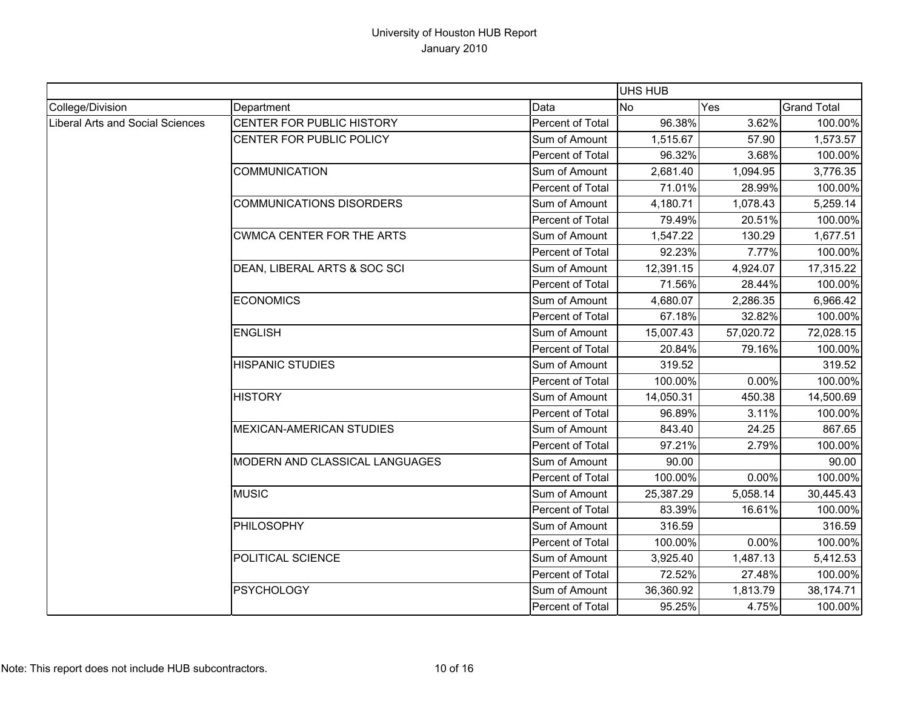# University of Houston HUB Report
## January 2010

| | | | UHS HUB | | |
|---|---|---|---|---|---|
| College/Division | Department | Data | No | Yes | Grand Total |
| Liberal Arts and Social Sciences | CENTER FOR PUBLIC HISTORY | Percent of Total | 96.38% | 3.62% | 100.00% |
| | CENTER FOR PUBLIC POLICY | Sum of Amount | 1,515.67 | 57.90 | 1,573.57 |
| | | Percent of Total | 96.32% | 3.68% | 100.00% |
| | COMMUNICATION | Sum of Amount | 2,681.40 | 1,094.95 | 3,776.35 |
| | | Percent of Total | 71.01% | 28.99% | 100.00% |
| | COMMUNICATIONS DISORDERS | Sum of Amount | 4,180.71 | 1,078.43 | 5,259.14 |
| | | Percent of Total | 79.49% | 20.51% | 100.00% |
| | CWMCA CENTER FOR THE ARTS | Sum of Amount | 1,547.22 | 130.29 | 1,677.51 |
| | | Percent of Total | 92.23% | 7.77% | 100.00% |
| | DEAN, LIBERAL ARTS & SOC SCI | Sum of Amount | 12,391.15 | 4,924.07 | 17,315.22 |
| | | Percent of Total | 71.56% | 28.44% | 100.00% |
| | ECONOMICS | Sum of Amount | 4,680.07 | 2,286.35 | 6,966.42 |
| | | Percent of Total | 67.18% | 32.82% | 100.00% |
| | ENGLISH | Sum of Amount | 15,007.43 | 57,020.72 | 72,028.15 |
| | | Percent of Total | 20.84% | 79.16% | 100.00% |
| | HISPANIC STUDIES | Sum of Amount | 319.52 | | 319.52 |
| | | Percent of Total | 100.00% | 0.00% | 100.00% |
| | HISTORY | Sum of Amount | 14,050.31 | 450.38 | 14,500.69 |
| | | Percent of Total | 96.89% | 3.11% | 100.00% |
| | MEXICAN-AMERICAN STUDIES | Sum of Amount | 843.40 | 24.25 | 867.65 |
| | | Percent of Total | 97.21% | 2.79% | 100.00% |
| | MODERN AND CLASSICAL LANGUAGES | Sum of Amount | 90.00 | | 90.00 |
| | | Percent of Total | 100.00% | 0.00% | 100.00% |
| | MUSIC | Sum of Amount | 25,387.29 | 5,058.14 | 30,445.43 |
| | | Percent of Total | 83.39% | 16.61% | 100.00% |
| | PHILOSOPHY | Sum of Amount | 316.59 | | 316.59 |
| | | Percent of Total | 100.00% | 0.00% | 100.00% |
| | POLITICAL SCIENCE | Sum of Amount | 3,925.40 | 1,487.13 | 5,412.53 |
| | | Percent of Total | 72.52% | 27.48% | 100.00% |
| | PSYCHOLOGY | Sum of Amount | 36,360.92 | 1,813.79 | 38,174.71 |
| | | Percent of Total | 95.25% | 4.75% | 100.00% |

Note: This report does not include HUB subcontractors.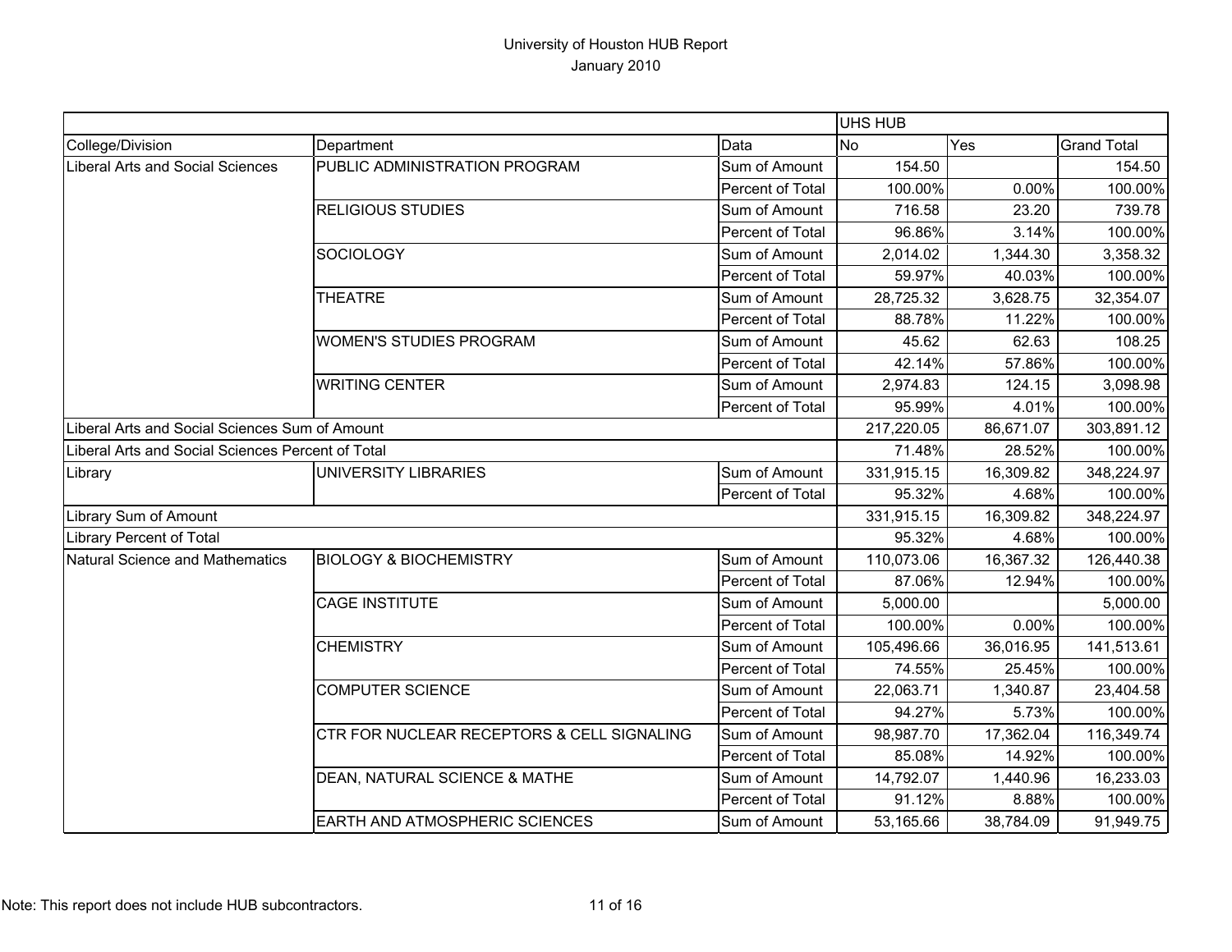# University of Houston HUB Report

January 2010

| | | | UHS HUB | | |
|---|---|---|---|---|---|
| College/Division | Department | Data | No | Yes | Grand Total |
| Liberal Arts and Social Sciences | PUBLIC ADMINISTRATION PROGRAM | Sum of Amount | 154.50 | | 154.50 |
| | | Percent of Total | 100.00% | 0.00% | 100.00% |
| | RELIGIOUS STUDIES | Sum of Amount | 716.58 | 23.20 | 739.78 |
| | | Percent of Total | 96.86% | 3.14% | 100.00% |
| | SOCIOLOGY | Sum of Amount | 2,014.02 | 1,344.30 | 3,358.32 |
| | | Percent of Total | 59.97% | 40.03% | 100.00% |
| | THEATRE | Sum of Amount | 28,725.32 | 3,628.75 | 32,354.07 |
| | | Percent of Total | 88.78% | 11.22% | 100.00% |
| | WOMEN'S STUDIES PROGRAM | Sum of Amount | 45.62 | 62.63 | 108.25 |
| | | Percent of Total | 42.14% | 57.86% | 100.00% |
| | WRITING CENTER | Sum of Amount | 2,974.83 | 124.15 | 3,098.98 |
| | | Percent of Total | 95.99% | 4.01% | 100.00% |
| Liberal Arts and Social Sciences Sum of Amount | | | 217,220.05 | 86,671.07 | 303,891.12 |
| Liberal Arts and Social Sciences Percent of Total | | | 71.48% | 28.52% | 100.00% |
| Library | UNIVERSITY LIBRARIES | Sum of Amount | 331,915.15 | 16,309.82 | 348,224.97 |
| | | Percent of Total | 95.32% | 4.68% | 100.00% |
| Library Sum of Amount | | | 331,915.15 | 16,309.82 | 348,224.97 |
| Library Percent of Total | | | 95.32% | 4.68% | 100.00% |
| Natural Science and Mathematics | BIOLOGY & BIOCHEMISTRY | Sum of Amount | 110,073.06 | 16,367.32 | 126,440.38 |
| | | Percent of Total | 87.06% | 12.94% | 100.00% |
| | CAGE INSTITUTE | Sum of Amount | 5,000.00 | | 5,000.00 |
| | | Percent of Total | 100.00% | 0.00% | 100.00% |
| | CHEMISTRY | Sum of Amount | 105,496.66 | 36,016.95 | 141,513.61 |
| | | Percent of Total | 74.55% | 25.45% | 100.00% |
| | COMPUTER SCIENCE | Sum of Amount | 22,063.71 | 1,340.87 | 23,404.58 |
| | | Percent of Total | 94.27% | 5.73% | 100.00% |
| | CTR FOR NUCLEAR RECEPTORS & CELL SIGNALING | Sum of Amount | 98,987.70 | 17,362.04 | 116,349.74 |
| | | Percent of Total | 85.08% | 14.92% | 100.00% |
| | DEAN, NATURAL SCIENCE & MATHE | Sum of Amount | 14,792.07 | 1,440.96 | 16,233.03 |
| | | Percent of Total | 91.12% | 8.88% | 100.00% |
| | EARTH AND ATMOSPHERIC SCIENCES | Sum of Amount | 53,165.66 | 38,784.09 | 91,949.75 |

Note: This report does not include HUB subcontractors.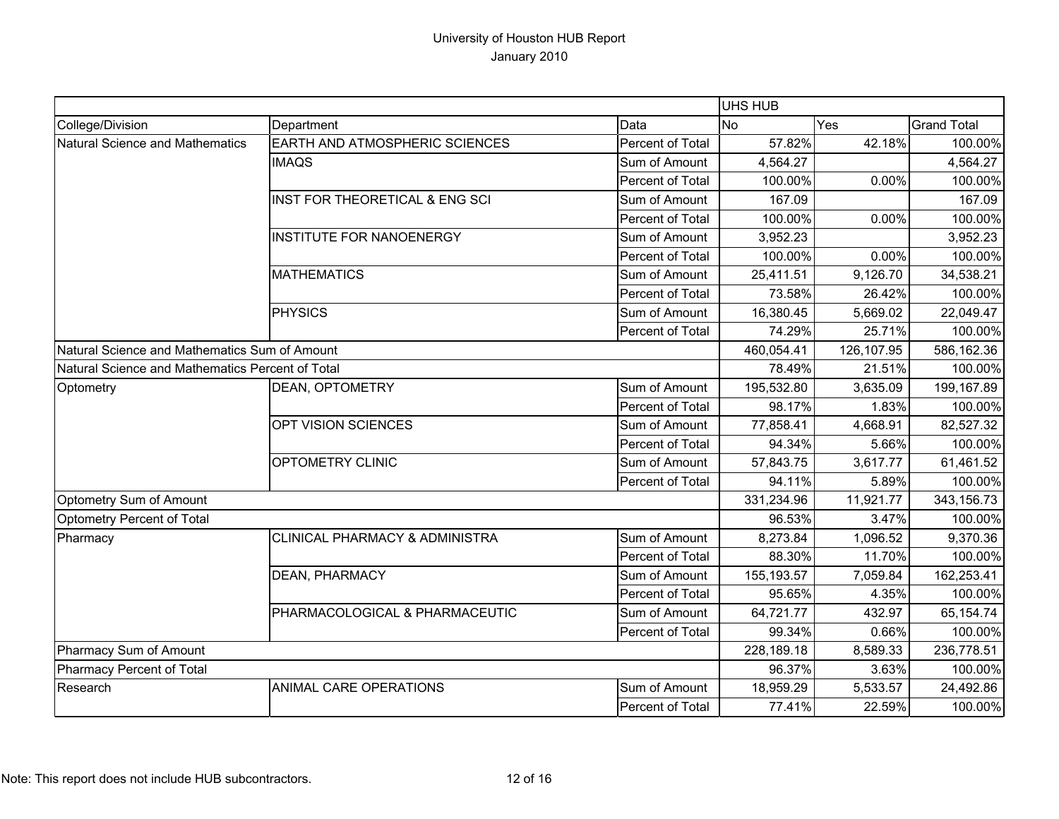University of Houston HUB Report
January 2010

| | | | UHS HUB | | |
|---|---|---|---|---|---|
| College/Division | Department | Data | No | Yes | Grand Total |
| Natural Science and Mathematics | EARTH AND ATMOSPHERIC SCIENCES | Percent of Total | 57.82% | 42.18% | 100.00% |
| | IMAQS | Sum of Amount | 4,564.27 | | 4,564.27 |
| | | Percent of Total | 100.00% | 0.00% | 100.00% |
| | INST FOR THEORETICAL & ENG SCI | Sum of Amount | 167.09 | | 167.09 |
| | | Percent of Total | 100.00% | 0.00% | 100.00% |
| | INSTITUTE FOR NANOENERGY | Sum of Amount | 3,952.23 | | 3,952.23 |
| | | Percent of Total | 100.00% | 0.00% | 100.00% |
| | MATHEMATICS | Sum of Amount | 25,411.51 | 9,126.70 | 34,538.21 |
| | | Percent of Total | 73.58% | 26.42% | 100.00% |
| | PHYSICS | Sum of Amount | 16,380.45 | 5,669.02 | 22,049.47 |
| | | Percent of Total | 74.29% | 25.71% | 100.00% |
| Natural Science and Mathematics Sum of Amount | | | 460,054.41 | 126,107.95 | 586,162.36 |
| Natural Science and Mathematics Percent of Total | | | 78.49% | 21.51% | 100.00% |
| Optometry | DEAN, OPTOMETRY | Sum of Amount | 195,532.80 | 3,635.09 | 199,167.89 |
| | | Percent of Total | 98.17% | 1.83% | 100.00% |
| | OPT VISION SCIENCES | Sum of Amount | 77,858.41 | 4,668.91 | 82,527.32 |
| | | Percent of Total | 94.34% | 5.66% | 100.00% |
| | OPTOMETRY CLINIC | Sum of Amount | 57,843.75 | 3,617.77 | 61,461.52 |
| | | Percent of Total | 94.11% | 5.89% | 100.00% |
| Optometry Sum of Amount | | | 331,234.96 | 11,921.77 | 343,156.73 |
| Optometry Percent of Total | | | 96.53% | 3.47% | 100.00% |
| Pharmacy | CLINICAL PHARMACY & ADMINISTRA | Sum of Amount | 8,273.84 | 1,096.52 | 9,370.36 |
| | | Percent of Total | 88.30% | 11.70% | 100.00% |
| | DEAN, PHARMACY | Sum of Amount | 155,193.57 | 7,059.84 | 162,253.41 |
| | | Percent of Total | 95.65% | 4.35% | 100.00% |
| | PHARMACOLOGICAL & PHARMACEUTIC | Sum of Amount | 64,721.77 | 432.97 | 65,154.74 |
| | | Percent of Total | 99.34% | 0.66% | 100.00% |
| Pharmacy Sum of Amount | | | 228,189.18 | 8,589.33 | 236,778.51 |
| Pharmacy Percent of Total | | | 96.37% | 3.63% | 100.00% |
| Research | ANIMAL CARE OPERATIONS | Sum of Amount | 18,959.29 | 5,533.57 | 24,492.86 |
| | | Percent of Total | 77.41% | 22.59% | 100.00% |

Note: This report does not include HUB subcontractors.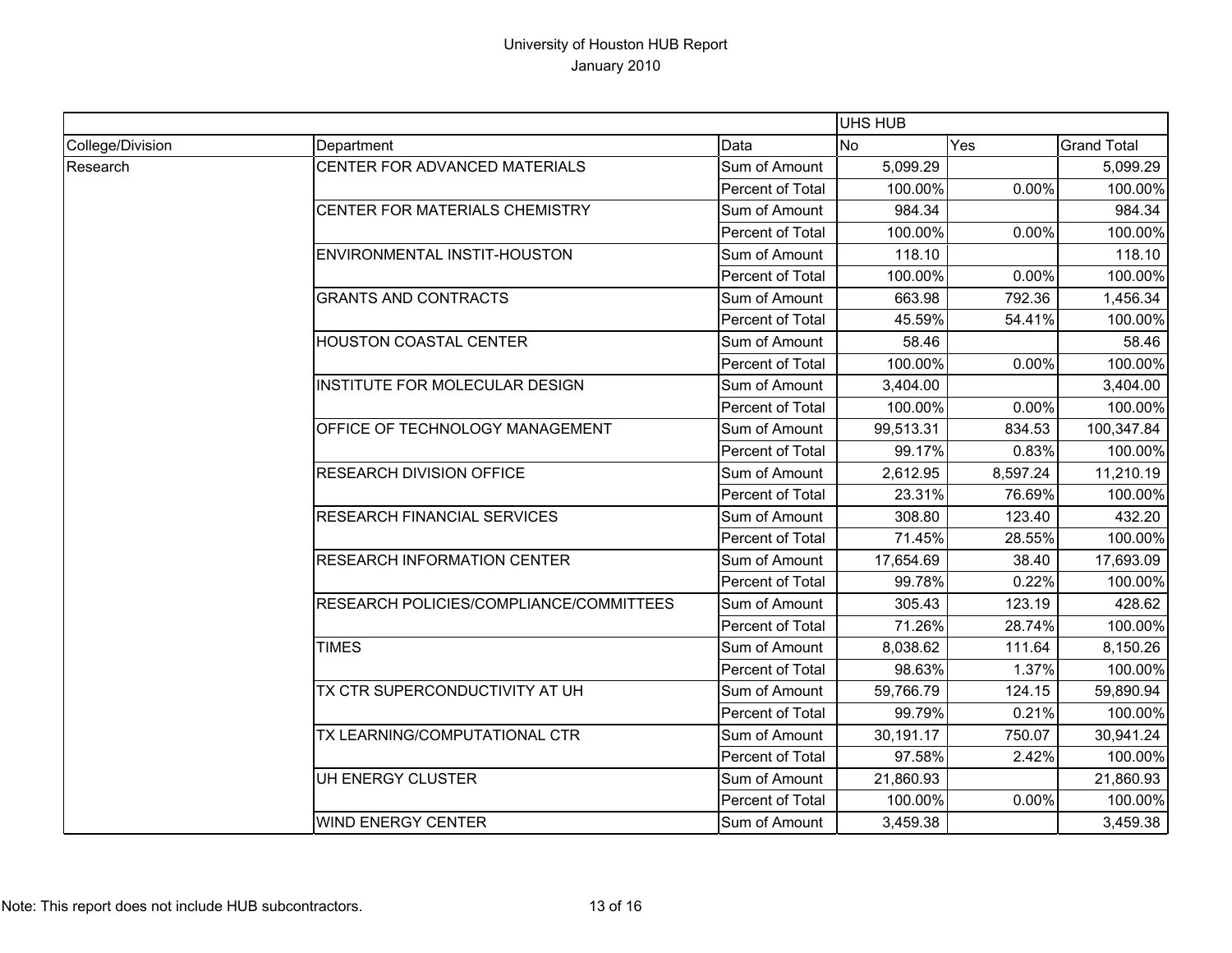# University of Houston HUB Report
## January 2010

| | | | UHS HUB | | |
|---|---|---|---|---|---|
| College/Division | Department | Data | No | Yes | Grand Total |
| Research | CENTER FOR ADVANCED MATERIALS | Sum of Amount | 5,099.29 | | 5,099.29 |
| | | Percent of Total | 100.00% | 0.00% | 100.00% |
| | CENTER FOR MATERIALS CHEMISTRY | Sum of Amount | 984.34 | | 984.34 |
| | | Percent of Total | 100.00% | 0.00% | 100.00% |
| | ENVIRONMENTAL INSTIT-HOUSTON | Sum of Amount | 118.10 | | 118.10 |
| | | Percent of Total | 100.00% | 0.00% | 100.00% |
| | GRANTS AND CONTRACTS | Sum of Amount | 663.98 | 792.36 | 1,456.34 |
| | | Percent of Total | 45.59% | 54.41% | 100.00% |
| | HOUSTON COASTAL CENTER | Sum of Amount | 58.46 | | 58.46 |
| | | Percent of Total | 100.00% | 0.00% | 100.00% |
| | INSTITUTE FOR MOLECULAR DESIGN | Sum of Amount | 3,404.00 | | 3,404.00 |
| | | Percent of Total | 100.00% | 0.00% | 100.00% |
| | OFFICE OF TECHNOLOGY MANAGEMENT | Sum of Amount | 99,513.31 | 834.53 | 100,347.84 |
| | | Percent of Total | 99.17% | 0.83% | 100.00% |
| | RESEARCH DIVISION OFFICE | Sum of Amount | 2,612.95 | 8,597.24 | 11,210.19 |
| | | Percent of Total | 23.31% | 76.69% | 100.00% |
| | RESEARCH FINANCIAL SERVICES | Sum of Amount | 308.80 | 123.40 | 432.20 |
| | | Percent of Total | 71.45% | 28.55% | 100.00% |
| | RESEARCH INFORMATION CENTER | Sum of Amount | 17,654.69 | 38.40 | 17,693.09 |
| | | Percent of Total | 99.78% | 0.22% | 100.00% |
| | RESEARCH POLICIES/COMPLIANCE/COMMITTEES | Sum of Amount | 305.43 | 123.19 | 428.62 |
| | | Percent of Total | 71.26% | 28.74% | 100.00% |
| | TIMES | Sum of Amount | 8,038.62 | 111.64 | 8,150.26 |
| | | Percent of Total | 98.63% | 1.37% | 100.00% |
| | TX CTR SUPERCONDUCTIVITY AT UH | Sum of Amount | 59,766.79 | 124.15 | 59,890.94 |
| | | Percent of Total | 99.79% | 0.21% | 100.00% |
| | TX LEARNING/COMPUTATIONAL CTR | Sum of Amount | 30,191.17 | 750.07 | 30,941.24 |
| | | Percent of Total | 97.58% | 2.42% | 100.00% |
| | UH ENERGY CLUSTER | Sum of Amount | 21,860.93 | | 21,860.93 |
| | | Percent of Total | 100.00% | 0.00% | 100.00% |
| | WIND ENERGY CENTER | Sum of Amount | 3,459.38 | | 3,459.38 |

Note: This report does not include HUB subcontractors.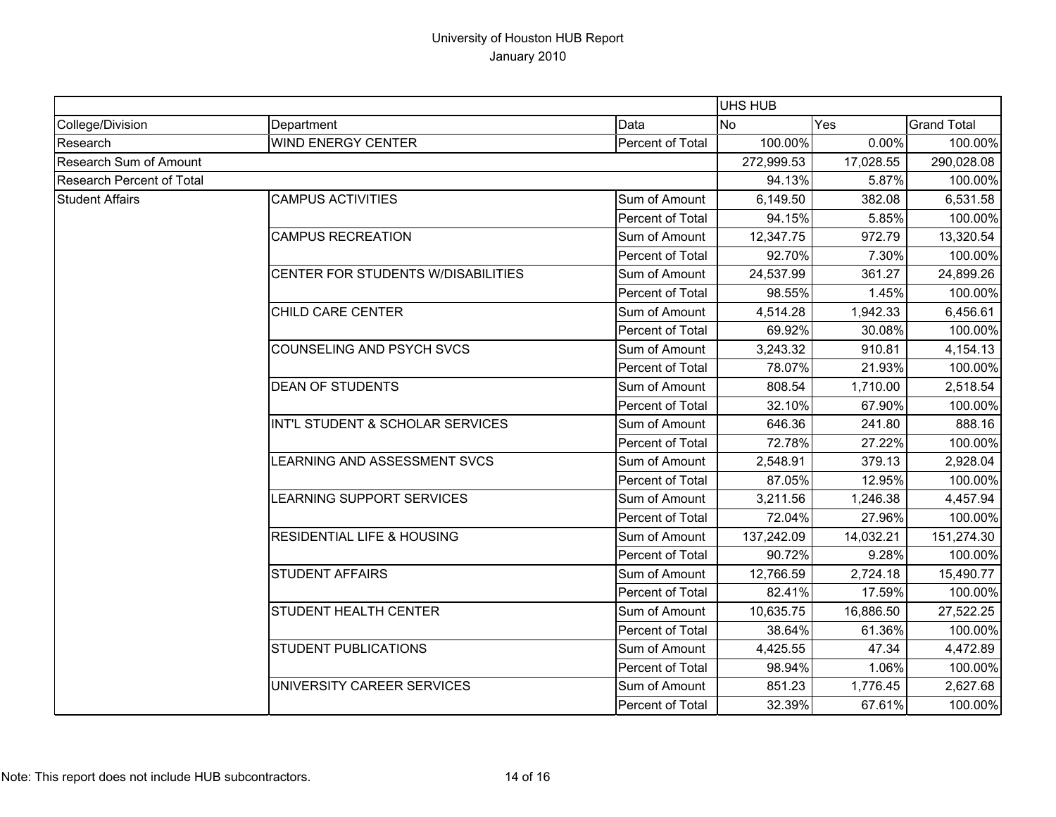# University of Houston HUB Report
## January 2010

| | | | UHS HUB | | |
|---|---|---|---|---|---|
| College/Division | Department | Data | No | Yes | Grand Total |
| Research | WIND ENERGY CENTER | Percent of Total | 100.00% | 0.00% | 100.00% |
| Research Sum of Amount | | | 272,999.53 | 17,028.55 | 290,028.08 |
| Research Percent of Total | | | 94.13% | 5.87% | 100.00% |
| Student Affairs | CAMPUS ACTIVITIES | Sum of Amount | 6,149.50 | 382.08 | 6,531.58 |
| | | Percent of Total | 94.15% | 5.85% | 100.00% |
| | CAMPUS RECREATION | Sum of Amount | 12,347.75 | 972.79 | 13,320.54 |
| | | Percent of Total | 92.70% | 7.30% | 100.00% |
| | CENTER FOR STUDENTS W/DISABILITIES | Sum of Amount | 24,537.99 | 361.27 | 24,899.26 |
| | | Percent of Total | 98.55% | 1.45% | 100.00% |
| | CHILD CARE CENTER | Sum of Amount | 4,514.28 | 1,942.33 | 6,456.61 |
| | | Percent of Total | 69.92% | 30.08% | 100.00% |
| | COUNSELING AND PSYCH SVCS | Sum of Amount | 3,243.32 | 910.81 | 4,154.13 |
| | | Percent of Total | 78.07% | 21.93% | 100.00% |
| | DEAN OF STUDENTS | Sum of Amount | 808.54 | 1,710.00 | 2,518.54 |
| | | Percent of Total | 32.10% | 67.90% | 100.00% |
| | INT'L STUDENT & SCHOLAR SERVICES | Sum of Amount | 646.36 | 241.80 | 888.16 |
| | | Percent of Total | 72.78% | 27.22% | 100.00% |
| | LEARNING AND ASSESSMENT SVCS | Sum of Amount | 2,548.91 | 379.13 | 2,928.04 |
| | | Percent of Total | 87.05% | 12.95% | 100.00% |
| | LEARNING SUPPORT SERVICES | Sum of Amount | 3,211.56 | 1,246.38 | 4,457.94 |
| | | Percent of Total | 72.04% | 27.96% | 100.00% |
| | RESIDENTIAL LIFE & HOUSING | Sum of Amount | 137,242.09 | 14,032.21 | 151,274.30 |
| | | Percent of Total | 90.72% | 9.28% | 100.00% |
| | STUDENT AFFAIRS | Sum of Amount | 12,766.59 | 2,724.18 | 15,490.77 |
| | | Percent of Total | 82.41% | 17.59% | 100.00% |
| | STUDENT HEALTH CENTER | Sum of Amount | 10,635.75 | 16,886.50 | 27,522.25 |
| | | Percent of Total | 38.64% | 61.36% | 100.00% |
| | STUDENT PUBLICATIONS | Sum of Amount | 4,425.55 | 47.34 | 4,472.89 |
| | | Percent of Total | 98.94% | 1.06% | 100.00% |
| | UNIVERSITY CAREER SERVICES | Sum of Amount | 851.23 | 1,776.45 | 2,627.68 |
| | | Percent of Total | 32.39% | 67.61% | 100.00% |

Note: This report does not include HUB subcontractors.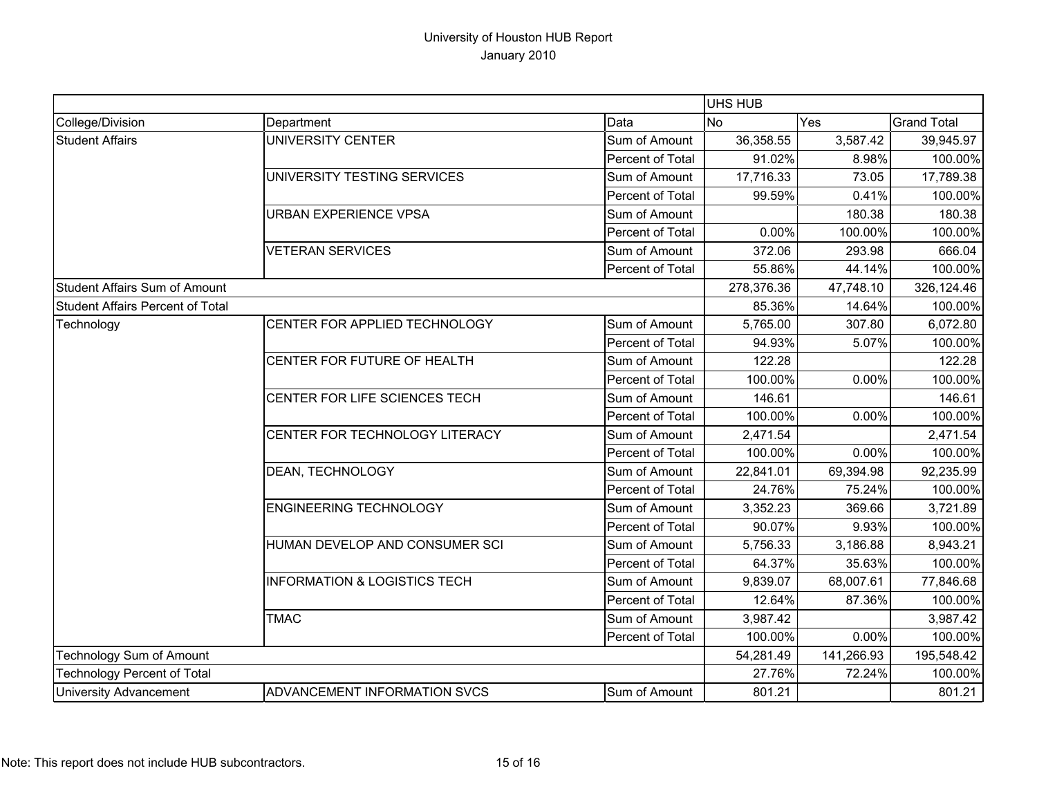# University of Houston HUB Report

January 2010

| | | | UHS HUB | | |
|---|---|---|---|---|---|
| College/Division | Department | Data | No | Yes | Grand Total |
| Student Affairs | UNIVERSITY CENTER | Sum of Amount | 36,358.55 | 3,587.42 | 39,945.97 |
| | | Percent of Total | 91.02% | 8.98% | 100.00% |
| | UNIVERSITY TESTING SERVICES | Sum of Amount | 17,716.33 | 73.05 | 17,789.38 |
| | | Percent of Total | 99.59% | 0.41% | 100.00% |
| | URBAN EXPERIENCE VPSA | Sum of Amount | | 180.38 | 180.38 |
| | | Percent of Total | 0.00% | 100.00% | 100.00% |
| | VETERAN SERVICES | Sum of Amount | 372.06 | 293.98 | 666.04 |
| | | Percent of Total | 55.86% | 44.14% | 100.00% |
| Student Affairs Sum of Amount | | | 278,376.36 | 47,748.10 | 326,124.46 |
| Student Affairs Percent of Total | | | 85.36% | 14.64% | 100.00% |
| Technology | CENTER FOR APPLIED TECHNOLOGY | Sum of Amount | 5,765.00 | 307.80 | 6,072.80 |
| | | Percent of Total | 94.93% | 5.07% | 100.00% |
| | CENTER FOR FUTURE OF HEALTH | Sum of Amount | 122.28 | | 122.28 |
| | | Percent of Total | 100.00% | 0.00% | 100.00% |
| | CENTER FOR LIFE SCIENCES TECH | Sum of Amount | 146.61 | | 146.61 |
| | | Percent of Total | 100.00% | 0.00% | 100.00% |
| | CENTER FOR TECHNOLOGY LITERACY | Sum of Amount | 2,471.54 | | 2,471.54 |
| | | Percent of Total | 100.00% | 0.00% | 100.00% |
| | DEAN, TECHNOLOGY | Sum of Amount | 22,841.01 | 69,394.98 | 92,235.99 |
| | | Percent of Total | 24.76% | 75.24% | 100.00% |
| | ENGINEERING TECHNOLOGY | Sum of Amount | 3,352.23 | 369.66 | 3,721.89 |
| | | Percent of Total | 90.07% | 9.93% | 100.00% |
| | HUMAN DEVELOP AND CONSUMER SCI | Sum of Amount | 5,756.33 | 3,186.88 | 8,943.21 |
| | | Percent of Total | 64.37% | 35.63% | 100.00% |
| | INFORMATION & LOGISTICS TECH | Sum of Amount | 9,839.07 | 68,007.61 | 77,846.68 |
| | | Percent of Total | 12.64% | 87.36% | 100.00% |
| | TMAC | Sum of Amount | 3,987.42 | | 3,987.42 |
| | | Percent of Total | 100.00% | 0.00% | 100.00% |
| Technology Sum of Amount | | | 54,281.49 | 141,266.93 | 195,548.42 |
| Technology Percent of Total | | | 27.76% | 72.24% | 100.00% |
| University Advancement | ADVANCEMENT INFORMATION SVCS | Sum of Amount | 801.21 | | 801.21 |

Note: This report does not include HUB subcontractors.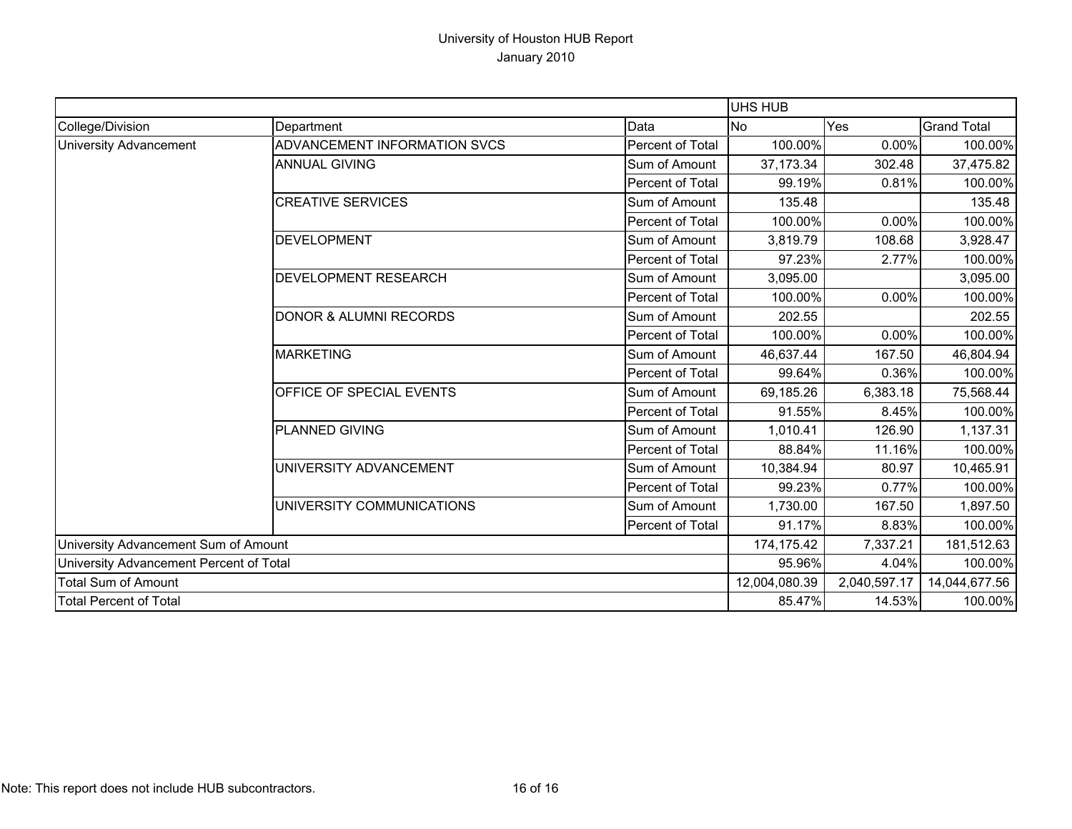University of Houston HUB Report
January 2010

| | | | UHS HUB | | |
|---|---|---|---|---|---|
| College/Division | Department | Data | No | Yes | Grand Total |
| University Advancement | ADVANCEMENT INFORMATION SVCS | Percent of Total | 100.00% | 0.00% | 100.00% |
| | ANNUAL GIVING | Sum of Amount | 37,173.34 | 302.48 | 37,475.82 |
| | | Percent of Total | 99.19% | 0.81% | 100.00% |
| | CREATIVE SERVICES | Sum of Amount | 135.48 | | 135.48 |
| | | Percent of Total | 100.00% | 0.00% | 100.00% |
| | DEVELOPMENT | Sum of Amount | 3,819.79 | 108.68 | 3,928.47 |
| | | Percent of Total | 97.23% | 2.77% | 100.00% |
| | DEVELOPMENT RESEARCH | Sum of Amount | 3,095.00 | | 3,095.00 |
| | | Percent of Total | 100.00% | 0.00% | 100.00% |
| | DONOR & ALUMNI RECORDS | Sum of Amount | 202.55 | | 202.55 |
| | | Percent of Total | 100.00% | 0.00% | 100.00% |
| | MARKETING | Sum of Amount | 46,637.44 | 167.50 | 46,804.94 |
| | | Percent of Total | 99.64% | 0.36% | 100.00% |
| | OFFICE OF SPECIAL EVENTS | Sum of Amount | 69,185.26 | 6,383.18 | 75,568.44 |
| | | Percent of Total | 91.55% | 8.45% | 100.00% |
| | PLANNED GIVING | Sum of Amount | 1,010.41 | 126.90 | 1,137.31 |
| | | Percent of Total | 88.84% | 11.16% | 100.00% |
| | UNIVERSITY ADVANCEMENT | Sum of Amount | 10,384.94 | 80.97 | 10,465.91 |
| | | Percent of Total | 99.23% | 0.77% | 100.00% |
| | UNIVERSITY COMMUNICATIONS | Sum of Amount | 1,730.00 | 167.50 | 1,897.50 |
| | | Percent of Total | 91.17% | 8.83% | 100.00% |
| University Advancement Sum of Amount | | | 174,175.42 | 7,337.21 | 181,512.63 |
| University Advancement Percent of Total | | | 95.96% | 4.04% | 100.00% |
| Total Sum of Amount | | | 12,004,080.39 | 2,040,597.17 | 14,044,677.56 |
| Total Percent of Total | | | 85.47% | 14.53% | 100.00% |

Note: This report does not include HUB subcontractors.